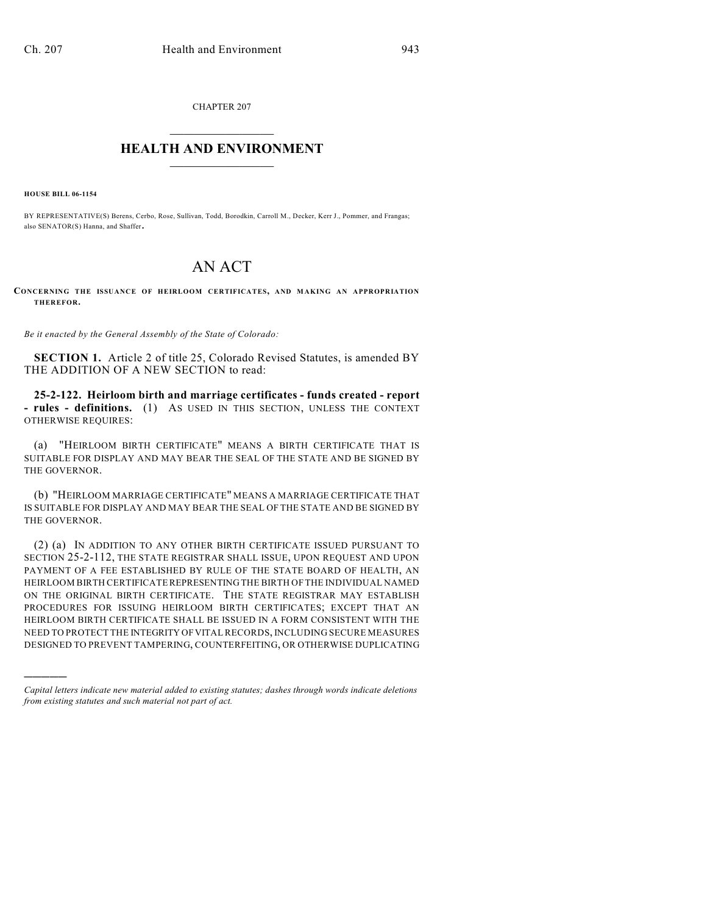CHAPTER 207

# HEALTH AND ENVIRONMENT

**HOUSE BILL 06-1154**

BY REPRESENTATIVE(S) Berens, Cerbo, Rose, Sullivan, Todd, Borodkin, Carroll M., Decker, Kerr J., Pommer, and Frangas; also SENATOR(S) Hanna, and Shaffer.

# AN ACT

**CONCERNING THE ISSUANCE OF HEIRLOOM CERTIFICATES, AND MAKING AN APPROPRIATION THEREFOR.**

*Be it enacted by the General Assembly of the State of Colorado:*

**SECTION 1.** Article 2 of title 25, Colorado Revised Statutes, is amended BY THE ADDITION OF A NEW SECTION to read:

**25-2-122. Heirloom birth and marriage certificates - funds created - report - rules - definitions.** (1) AS USED IN THIS SECTION, UNLESS THE CONTEXT OTHERWISE REQUIRES:

(a) "HEIRLOOM BIRTH CERTIFICATE" MEANS A BIRTH CERTIFICATE THAT IS SUITABLE FOR DISPLAY AND MAY BEAR THE SEAL OF THE STATE AND BE SIGNED BY THE GOVERNOR.

(b) "HEIRLOOM MARRIAGE CERTIFICATE" MEANS A MARRIAGE CERTIFICATE THAT IS SUITABLE FOR DISPLAY AND MAY BEAR THE SEAL OF THE STATE AND BE SIGNED BY THE GOVERNOR.

(2) (a) IN ADDITION TO ANY OTHER BIRTH CERTIFICATE ISSUED PURSUANT TO SECTION 25-2-112, THE STATE REGISTRAR SHALL ISSUE, UPON REQUEST AND UPON PAYMENT OF A FEE ESTABLISHED BY RULE OF THE STATE BOARD OF HEALTH, AN HEIRLOOM BIRTH CERTIFICATE REPRESENTING THE BIRTH OF THE INDIVIDUAL NAMED ON THE ORIGINAL BIRTH CERTIFICATE. THE STATE REGISTRAR MAY ESTABLISH PROCEDURES FOR ISSUING HEIRLOOM BIRTH CERTIFICATES; EXCEPT THAT AN HEIRLOOM BIRTH CERTIFICATE SHALL BE ISSUED IN A FORM CONSISTENT WITH THE NEED TO PROTECT THE INTEGRITY OF VITAL RECORDS, INCLUDING SECURE MEASURES DESIGNED TO PREVENT TAMPERING, COUNTERFEITING, OR OTHERWISE DUPLICATING

---

*Capital letters indicate new material added to existing statutes; dashes through words indicate deletions from existing statutes and such material not part of act.*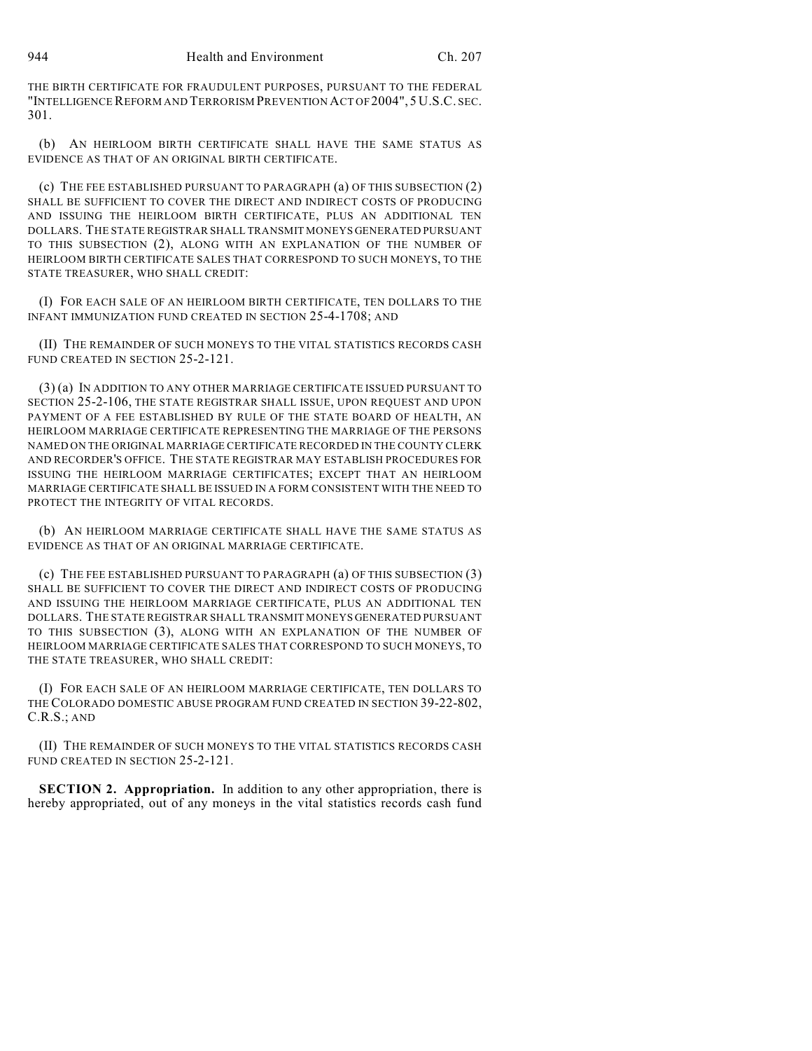THE BIRTH CERTIFICATE FOR FRAUDULENT PURPOSES, PURSUANT TO THE FEDERAL "INTELLIGENCE REFORM AND TERRORISM PREVENTION ACT OF 2004", 5 U.S.C. SEC. 301.

(b) AN HEIRLOOM BIRTH CERTIFICATE SHALL HAVE THE SAME STATUS AS EVIDENCE AS THAT OF AN ORIGINAL BIRTH CERTIFICATE.

(c) THE FEE ESTABLISHED PURSUANT TO PARAGRAPH (a) OF THIS SUBSECTION (2) SHALL BE SUFFICIENT TO COVER THE DIRECT AND INDIRECT COSTS OF PRODUCING AND ISSUING THE HEIRLOOM BIRTH CERTIFICATE, PLUS AN ADDITIONAL TEN DOLLARS. THE STATE REGISTRAR SHALL TRANSMIT MONEYS GENERATED PURSUANT TO THIS SUBSECTION (2), ALONG WITH AN EXPLANATION OF THE NUMBER OF HEIRLOOM BIRTH CERTIFICATE SALES THAT CORRESPOND TO SUCH MONEYS, TO THE STATE TREASURER, WHO SHALL CREDIT:

(I) FOR EACH SALE OF AN HEIRLOOM BIRTH CERTIFICATE, TEN DOLLARS TO THE INFANT IMMUNIZATION FUND CREATED IN SECTION 25-4-1708; AND

(II) THE REMAINDER OF SUCH MONEYS TO THE VITAL STATISTICS RECORDS CASH FUND CREATED IN SECTION 25-2-121.

(3) (a) IN ADDITION TO ANY OTHER MARRIAGE CERTIFICATE ISSUED PURSUANT TO SECTION 25-2-106, THE STATE REGISTRAR SHALL ISSUE, UPON REQUEST AND UPON PAYMENT OF A FEE ESTABLISHED BY RULE OF THE STATE BOARD OF HEALTH, AN HEIRLOOM MARRIAGE CERTIFICATE REPRESENTING THE MARRIAGE OF THE PERSONS NAMED ON THE ORIGINAL MARRIAGE CERTIFICATE RECORDED IN THE COUNTY CLERK AND RECORDER'S OFFICE. THE STATE REGISTRAR MAY ESTABLISH PROCEDURES FOR ISSUING THE HEIRLOOM MARRIAGE CERTIFICATES; EXCEPT THAT AN HEIRLOOM MARRIAGE CERTIFICATE SHALL BE ISSUED IN A FORM CONSISTENT WITH THE NEED TO PROTECT THE INTEGRITY OF VITAL RECORDS.

(b) AN HEIRLOOM MARRIAGE CERTIFICATE SHALL HAVE THE SAME STATUS AS EVIDENCE AS THAT OF AN ORIGINAL MARRIAGE CERTIFICATE.

(c) THE FEE ESTABLISHED PURSUANT TO PARAGRAPH (a) OF THIS SUBSECTION (3) SHALL BE SUFFICIENT TO COVER THE DIRECT AND INDIRECT COSTS OF PRODUCING AND ISSUING THE HEIRLOOM MARRIAGE CERTIFICATE, PLUS AN ADDITIONAL TEN DOLLARS. THE STATE REGISTRAR SHALL TRANSMIT MONEYS GENERATED PURSUANT TO THIS SUBSECTION (3), ALONG WITH AN EXPLANATION OF THE NUMBER OF HEIRLOOM MARRIAGE CERTIFICATE SALES THAT CORRESPOND TO SUCH MONEYS, TO THE STATE TREASURER, WHO SHALL CREDIT:

(I) FOR EACH SALE OF AN HEIRLOOM MARRIAGE CERTIFICATE, TEN DOLLARS TO THE COLORADO DOMESTIC ABUSE PROGRAM FUND CREATED IN SECTION 39-22-802, C.R.S.; AND

(II) THE REMAINDER OF SUCH MONEYS TO THE VITAL STATISTICS RECORDS CASH FUND CREATED IN SECTION 25-2-121.

**SECTION 2. Appropriation.** In addition to any other appropriation, there is hereby appropriated, out of any moneys in the vital statistics records cash fund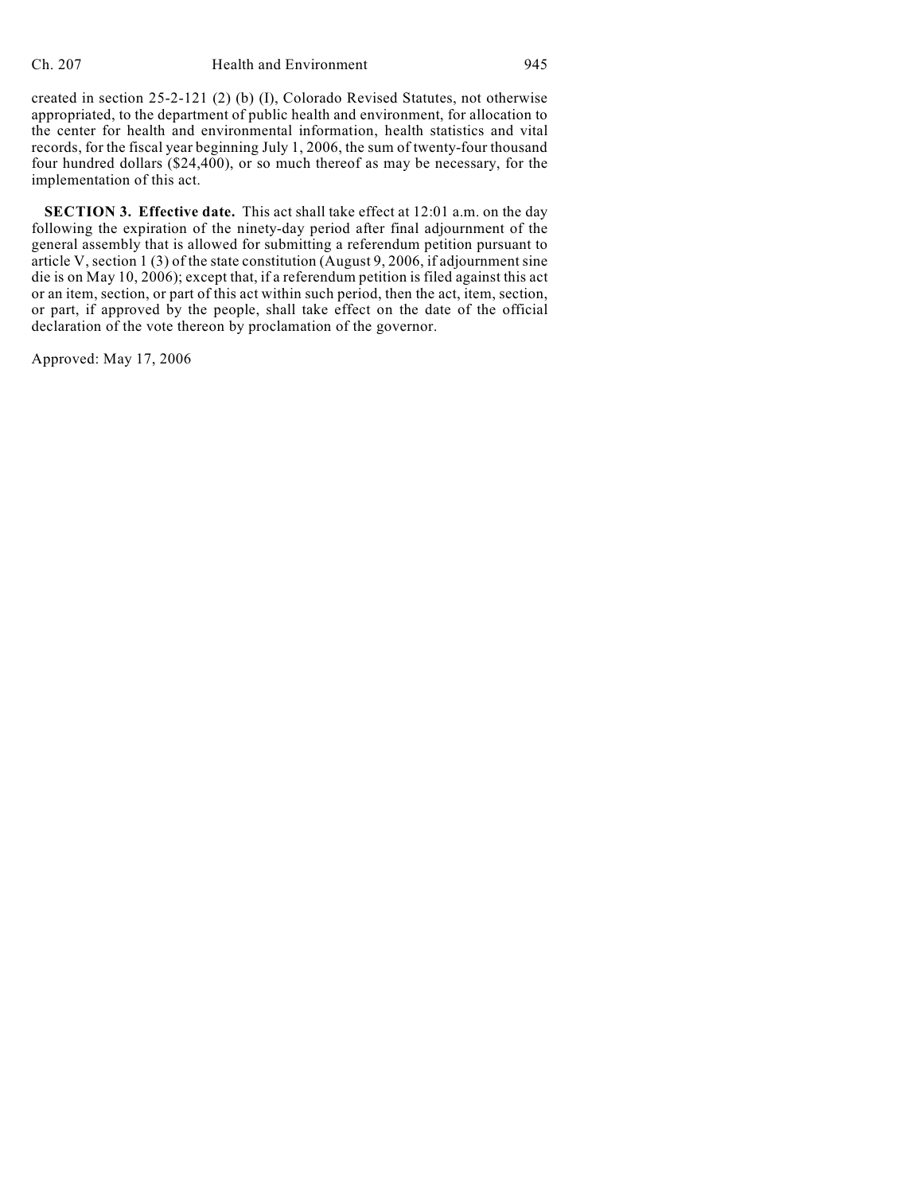created in section 25-2-121 (2) (b) (I), Colorado Revised Statutes, not otherwise appropriated, to the department of public health and environment, for allocation to the center for health and environmental information, health statistics and vital records, for the fiscal year beginning July 1, 2006, the sum of twenty-four thousand four hundred dollars ($24,400), or so much thereof as may be necessary, for the implementation of this act.

**SECTION 3. Effective date.** This act shall take effect at 12:01 a.m. on the day following the expiration of the ninety-day period after final adjournment of the general assembly that is allowed for submitting a referendum petition pursuant to article V, section 1 (3) of the state constitution (August 9, 2006, if adjournment sine die is on May 10, 2006); except that, if a referendum petition is filed against this act or an item, section, or part of this act within such period, then the act, item, section, or part, if approved by the people, shall take effect on the date of the official declaration of the vote thereon by proclamation of the governor.

Approved: May 17, 2006